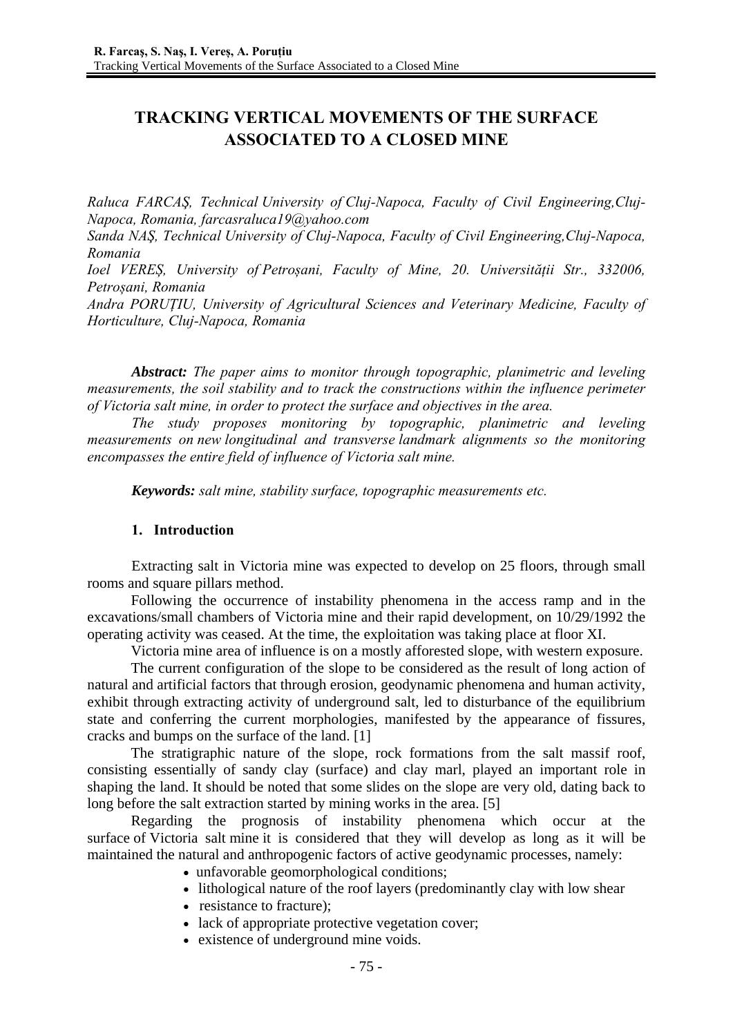# TRACKING VERTICAL MOVEMENTS OF THE SURFACE ASSOCIATED TO A CLOSED MINE

*Raluca FARCAŞ, Technical University of Cluj-Napoca, Faculty of Civil Engineering,Cluj-Napoca, Romania, farcasraluca19@yahoo.com*

*Sanda NAŞ, Technical University of Cluj-Napoca, Faculty of Civil Engineering,Cluj-Napoca, Romania*

*Ioel VEREŞ, University of Petroșani, Faculty of Mine, 20. Universității Str., 332006, Petroșani, Romania*

*Andra PORUȚIU, University of Agricultural Sciences and Veterinary Medicine, Faculty of Horticulture, Cluj-Napoca, Romania*

***Abstract:*** *The paper aims to monitor through topographic, planimetric and leveling measurements, the soil stability and to track the constructions within the influence perimeter of Victoria salt mine, in order to protect the surface and objectives in the area.*

*The study proposes monitoring by topographic, planimetric and leveling measurements on new longitudinal and transverse landmark alignments so the monitoring encompasses the entire field of influence of Victoria salt mine.*

***Keywords:*** *salt mine, stability surface, topographic measurements etc.*

## 1. Introduction

Extracting salt in Victoria mine was expected to develop on 25 floors, through small rooms and square pillars method.

Following the occurrence of instability phenomena in the access ramp and in the excavations/small chambers of Victoria mine and their rapid development, on 10/29/1992 the operating activity was ceased. At the time, the exploitation was taking place at floor XI.

Victoria mine area of influence is on a mostly afforested slope, with western exposure.

The current configuration of the slope to be considered as the result of long action of natural and artificial factors that through erosion, geodynamic phenomena and human activity, exhibit through extracting activity of underground salt, led to disturbance of the equilibrium state and conferring the current morphologies, manifested by the appearance of fissures, cracks and bumps on the surface of the land. [1]

The stratigraphic nature of the slope, rock formations from the salt massif roof, consisting essentially of sandy clay (surface) and clay marl, played an important role in shaping the land. It should be noted that some slides on the slope are very old, dating back to long before the salt extraction started by mining works in the area. [5]

Regarding the prognosis of instability phenomena which occur at the surface of Victoria salt mine it is considered that they will develop as long as it will be maintained the natural and anthropogenic factors of active geodynamic processes, namely:

- unfavorable geomorphological conditions;
- lithological nature of the roof layers (predominantly clay with low shear
- resistance to fracture);
- lack of appropriate protective vegetation cover;
- existence of underground mine voids.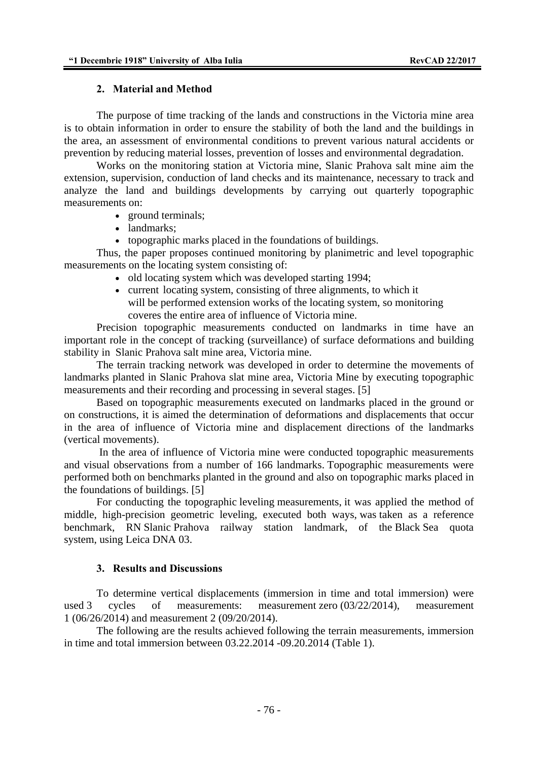## 2. Material and Method

The purpose of time tracking of the lands and constructions in the Victoria mine area is to obtain information in order to ensure the stability of both the land and the buildings in the area, an assessment of environmental conditions to prevent various natural accidents or prevention by reducing material losses, prevention of losses and environmental degradation.

Works on the monitoring station at Victoria mine, Slanic Prahova salt mine aim the extension, supervision, conduction of land checks and its maintenance, necessary to track and analyze the land and buildings developments by carrying out quarterly topographic measurements on:

- ground terminals;
- landmarks;
- topographic marks placed in the foundations of buildings.

Thus, the paper proposes continued monitoring by planimetric and level topographic measurements on the locating system consisting of:

- old locating system which was developed starting 1994;
- current locating system, consisting of three alignments, to which it will be performed extension works of the locating system, so monitoring coveres the entire area of influence of Victoria mine.

Precision topographic measurements conducted on landmarks in time have an important role in the concept of tracking (surveillance) of surface deformations and building stability in Slanic Prahova salt mine area, Victoria mine.

The terrain tracking network was developed in order to determine the movements of landmarks planted in Slanic Prahova slat mine area, Victoria Mine by executing topographic measurements and their recording and processing in several stages. [5]

Based on topographic measurements executed on landmarks placed in the ground or on constructions, it is aimed the determination of deformations and displacements that occur in the area of influence of Victoria mine and displacement directions of the landmarks (vertical movements).

In the area of influence of Victoria mine were conducted topographic measurements and visual observations from a number of 166 landmarks. Topographic measurements were performed both on benchmarks planted in the ground and also on topographic marks placed in the foundations of buildings. [5]

For conducting the topographic leveling measurements, it was applied the method of middle, high-precision geometric leveling, executed both ways, was taken as a reference benchmark, RN Slanic Prahova railway station landmark, of the Black Sea quota system, using Leica DNA 03.

## 3. Results and Discussions

To determine vertical displacements (immersion in time and total immersion) were used 3 cycles of measurements: measurement zero (03/22/2014), measurement 1 (06/26/2014) and measurement 2 (09/20/2014).

The following are the results achieved following the terrain measurements, immersion in time and total immersion between 03.22.2014 -09.20.2014 (Table 1).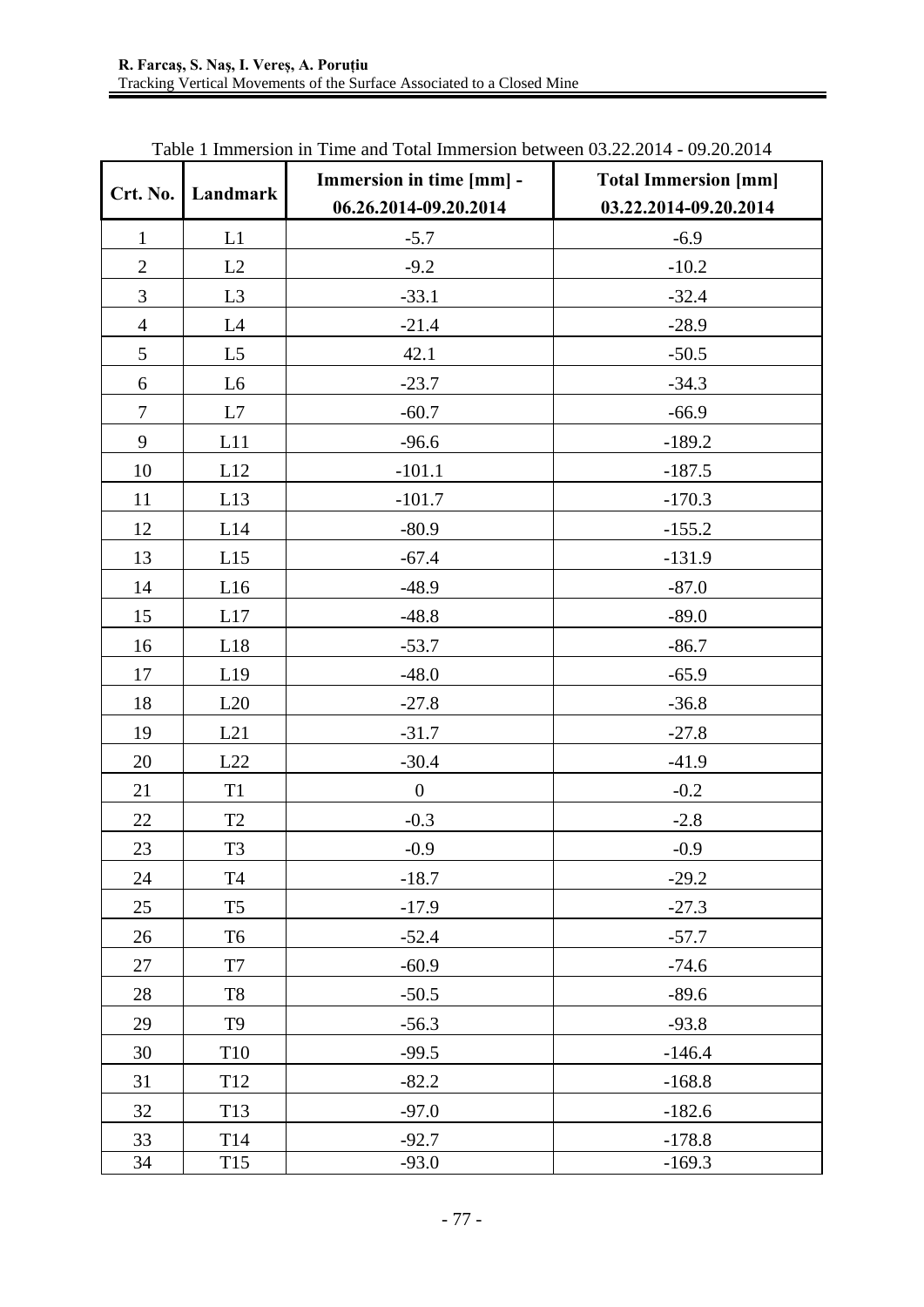Table 1 Immersion in Time and Total Immersion between 03.22.2014 - 09.20.2014

| Crt. No. | Landmark | Immersion in time [mm] - 06.26.2014-09.20.2014 | Total Immersion [mm] 03.22.2014-09.20.2014 |
|---|---|---|---|
| 1 | L1 | -5.7 | -6.9 |
| 2 | L2 | -9.2 | -10.2 |
| 3 | L3 | -33.1 | -32.4 |
| 4 | L4 | -21.4 | -28.9 |
| 5 | L5 | 42.1 | -50.5 |
| 6 | L6 | -23.7 | -34.3 |
| 7 | L7 | -60.7 | -66.9 |
| 9 | L11 | -96.6 | -189.2 |
| 10 | L12 | -101.1 | -187.5 |
| 11 | L13 | -101.7 | -170.3 |
| 12 | L14 | -80.9 | -155.2 |
| 13 | L15 | -67.4 | -131.9 |
| 14 | L16 | -48.9 | -87.0 |
| 15 | L17 | -48.8 | -89.0 |
| 16 | L18 | -53.7 | -86.7 |
| 17 | L19 | -48.0 | -65.9 |
| 18 | L20 | -27.8 | -36.8 |
| 19 | L21 | -31.7 | -27.8 |
| 20 | L22 | -30.4 | -41.9 |
| 21 | T1 | 0 | -0.2 |
| 22 | T2 | -0.3 | -2.8 |
| 23 | T3 | -0.9 | -0.9 |
| 24 | T4 | -18.7 | -29.2 |
| 25 | T5 | -17.9 | -27.3 |
| 26 | T6 | -52.4 | -57.7 |
| 27 | T7 | -60.9 | -74.6 |
| 28 | T8 | -50.5 | -89.6 |
| 29 | T9 | -56.3 | -93.8 |
| 30 | T10 | -99.5 | -146.4 |
| 31 | T12 | -82.2 | -168.8 |
| 32 | T13 | -97.0 | -182.6 |
| 33 | T14 | -92.7 | -178.8 |
| 34 | T15 | -93.0 | -169.3 |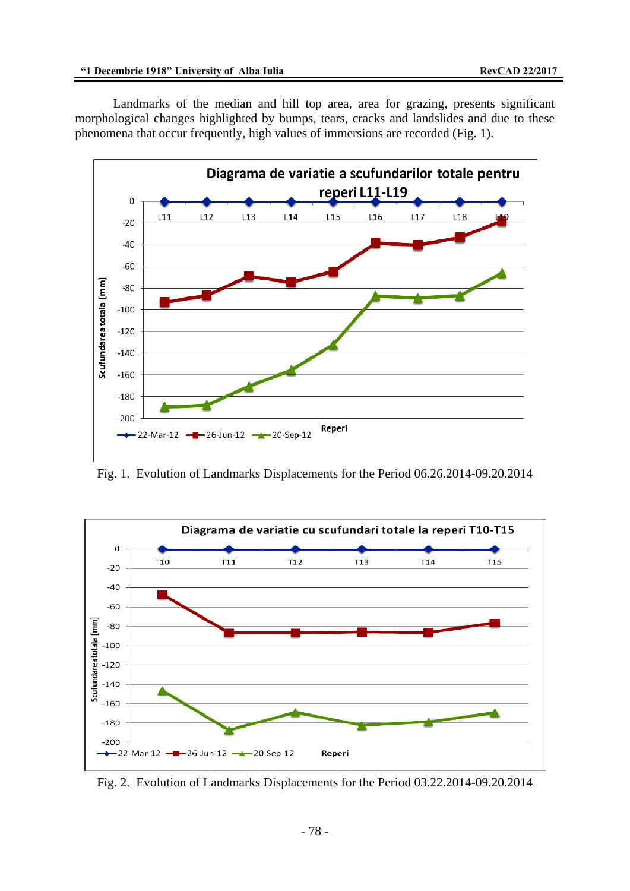Landmarks of the median and hill top area, area for grazing, presents significant morphological changes highlighted by bumps, tears, cracks and landslides and due to these phenomena that occur frequently, high values of immersions are recorded (Fig. 1).

Fig. 1. Evolution of Landmarks Displacements for the Period 06.26.2014-09.20.2014

Fig. 2. Evolution of Landmarks Displacements for the Period 03.22.2014-09.20.2014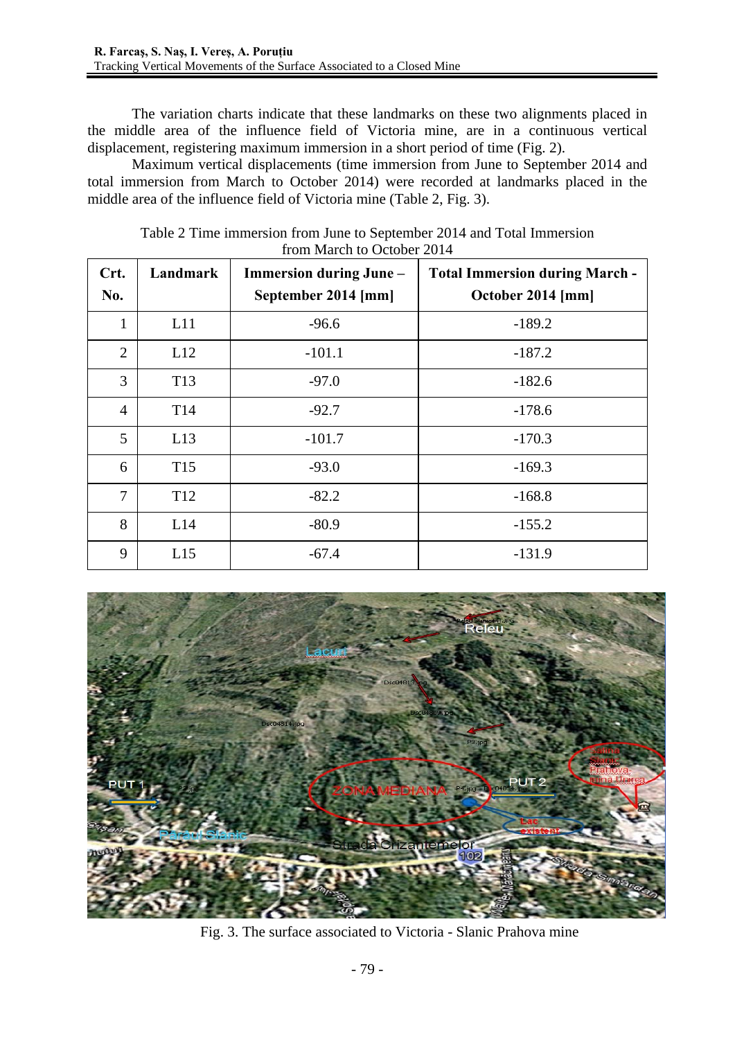The variation charts indicate that these landmarks on these two alignments placed in the middle area of the influence field of Victoria mine, are in a continuous vertical displacement, registering maximum immersion in a short period of time (Fig. 2).

Maximum vertical displacements (time immersion from June to September 2014 and total immersion from March to October 2014) were recorded at landmarks placed in the middle area of the influence field of Victoria mine (Table 2, Fig. 3).

Table 2 Time immersion from June to September 2014 and Total Immersion from March to October 2014

| Crt. No. | Landmark | Immersion during June – September 2014 [mm] | Total Immersion during March - October 2014 [mm] |
|---|---|---|---|
| 1 | L11 | -96.6 | -189.2 |
| 2 | L12 | -101.1 | -187.2 |
| 3 | T13 | -97.0 | -182.6 |
| 4 | T14 | -92.7 | -178.6 |
| 5 | L13 | -101.7 | -170.3 |
| 6 | T15 | -93.0 | -169.3 |
| 7 | T12 | -82.2 | -168.8 |
| 8 | L14 | -80.9 | -155.2 |
| 9 | L15 | -67.4 | -131.9 |

Fig. 3. The surface associated to Victoria - Slanic Prahova mine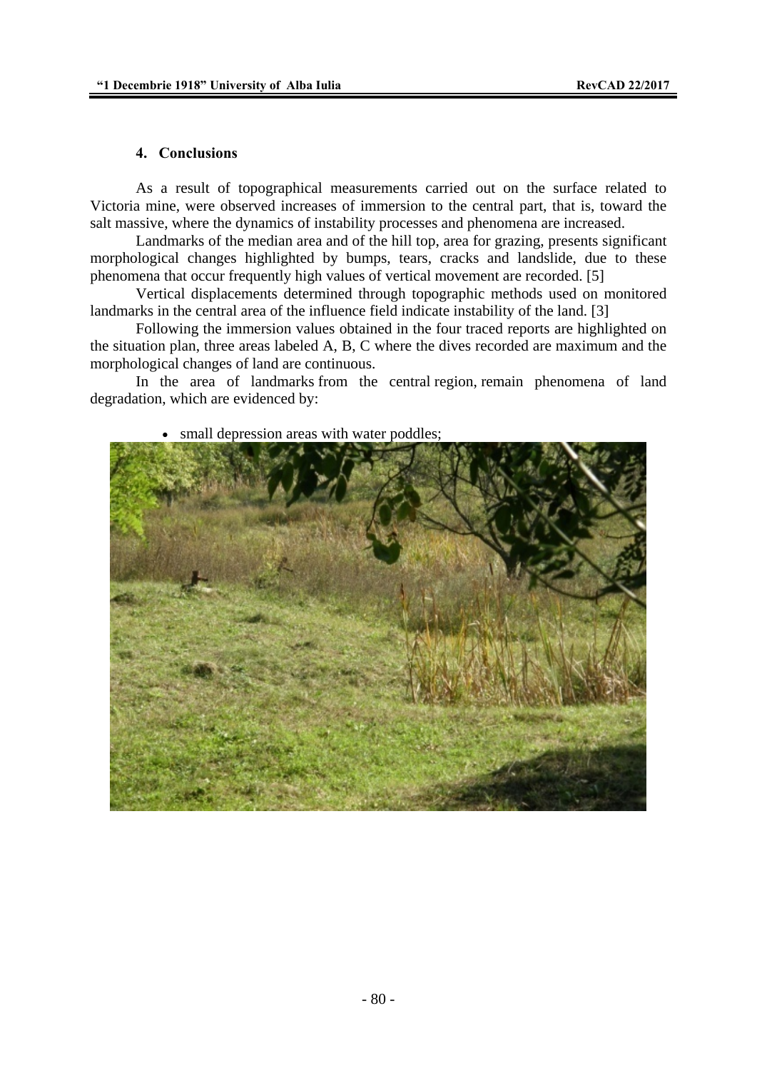## 4. Conclusions

As a result of topographical measurements carried out on the surface related to Victoria mine, were observed increases of immersion to the central part, that is, toward the salt massive, where the dynamics of instability processes and phenomena are increased.

Landmarks of the median area and of the hill top, area for grazing, presents significant morphological changes highlighted by bumps, tears, cracks and landslide, due to these phenomena that occur frequently high values of vertical movement are recorded. [5]

Vertical displacements determined through topographic methods used on monitored landmarks in the central area of the influence field indicate instability of the land. [3]

Following the immersion values obtained in the four traced reports are highlighted on the situation plan, three areas labeled A, B, C where the dives recorded are maximum and the morphological changes of land are continuous.

In the area of landmarks from the central region, remain phenomena of land degradation, which are evidenced by:

- small depression areas with water poddles;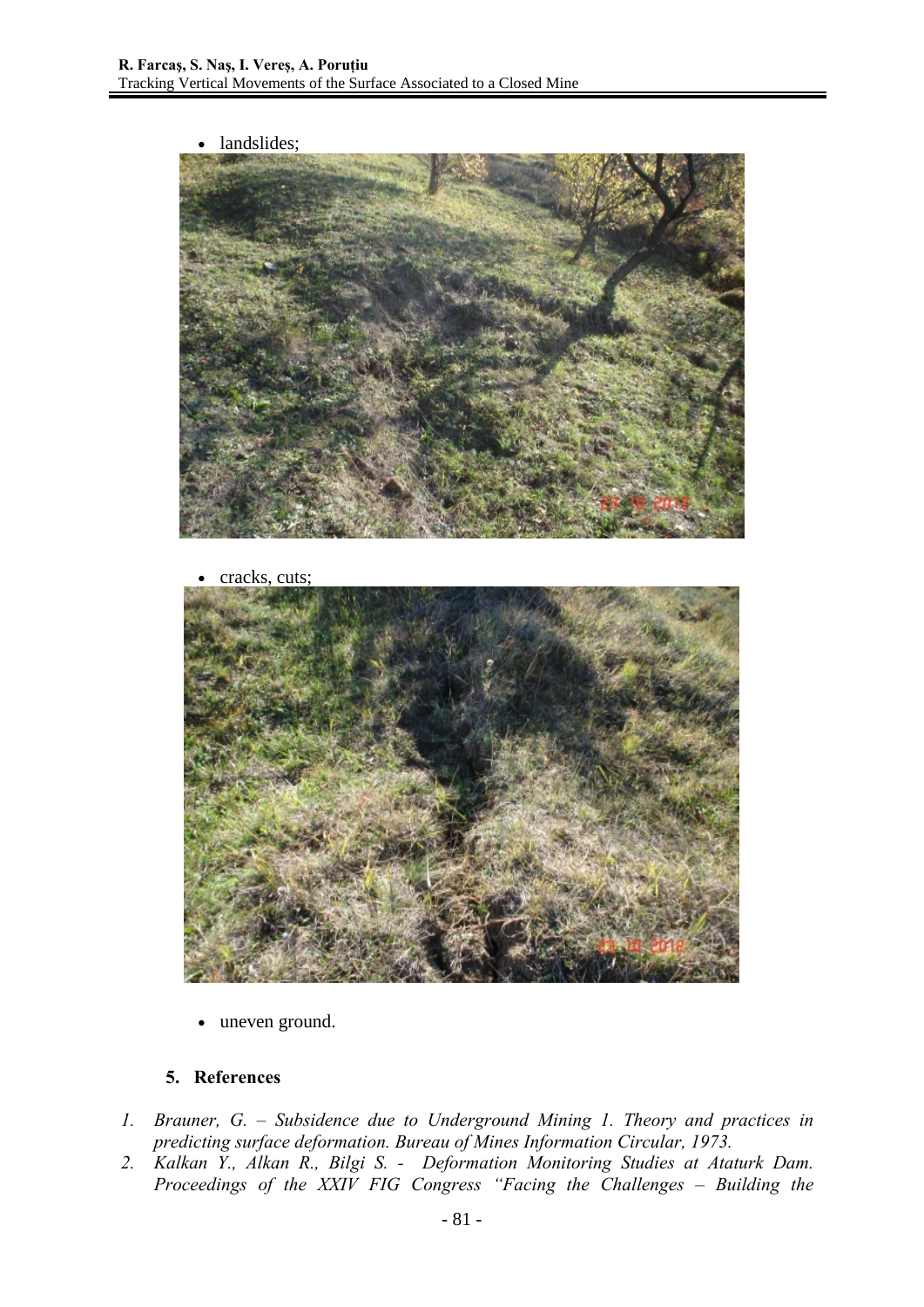- landslides;

- cracks, cuts;

- uneven ground.

## 5. References

1. *Brauner, G. – Subsidence due to Underground Mining 1. Theory and practices in predicting surface deformation. Bureau of Mines Information Circular, 1973.*
2. *Kalkan Y., Alkan R., Bilgi S. - Deformation Monitoring Studies at Ataturk Dam. Proceedings of the XXIV FIG Congress "Facing the Challenges – Building the*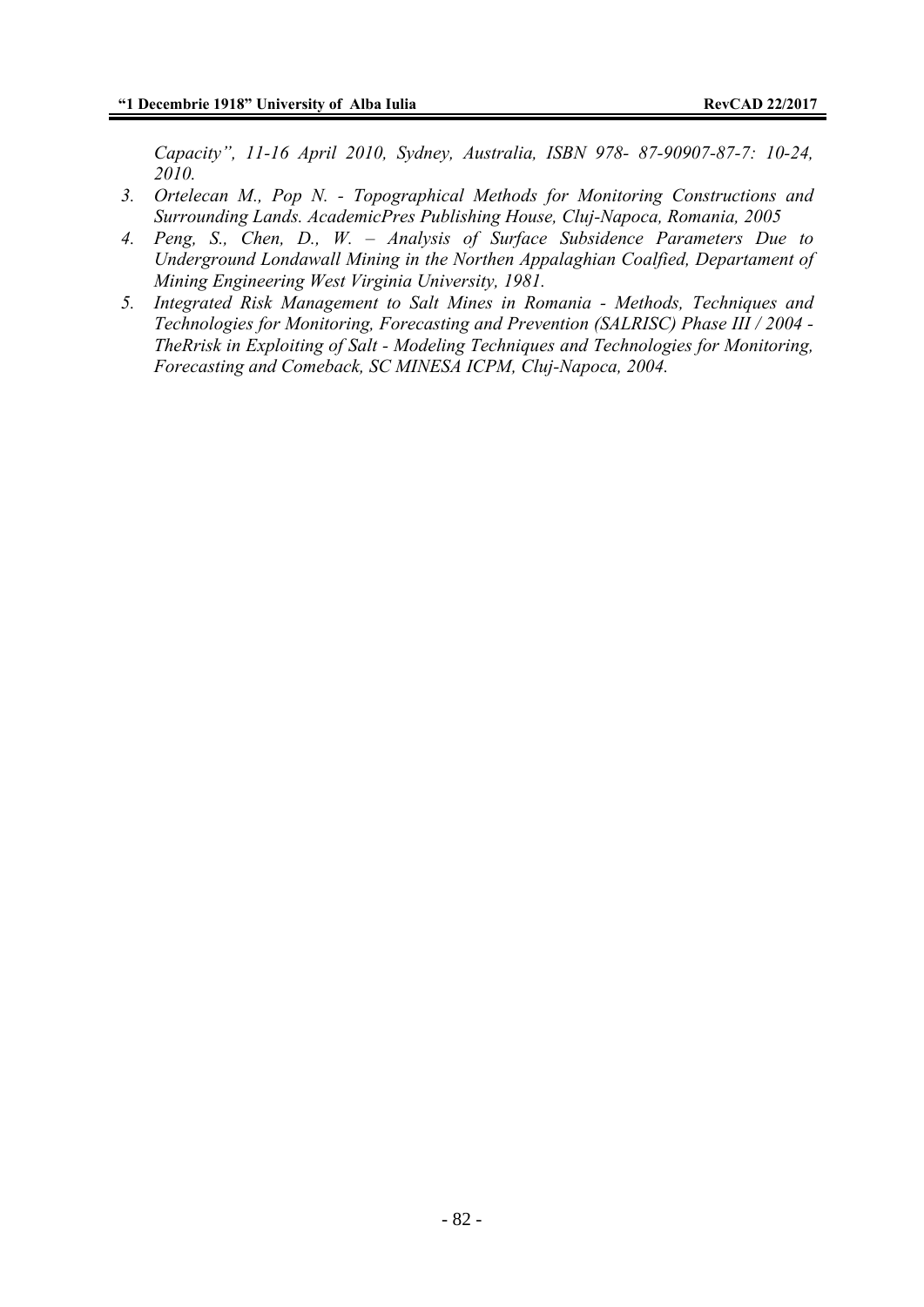*Capacity", 11-16 April 2010, Sydney, Australia, ISBN 978- 87-90907-87-7: 10-24, 2010.*

3. *Ortelecan M., Pop N. - Topographical Methods for Monitoring Constructions and Surrounding Lands. AcademicPres Publishing House, Cluj-Napoca, Romania, 2005*
4. *Peng, S., Chen, D., W. – Analysis of Surface Subsidence Parameters Due to Underground Londawall Mining in the Northen Appalaghian Coalfied, Departament of Mining Engineering West Virginia University, 1981.*
5. *Integrated Risk Management to Salt Mines in Romania - Methods, Techniques and Technologies for Monitoring, Forecasting and Prevention (SALRISC) Phase III / 2004 - TheRrisk in Exploiting of Salt - Modeling Techniques and Technologies for Monitoring, Forecasting and Comeback, SC MINESA ICPM, Cluj-Napoca, 2004.*